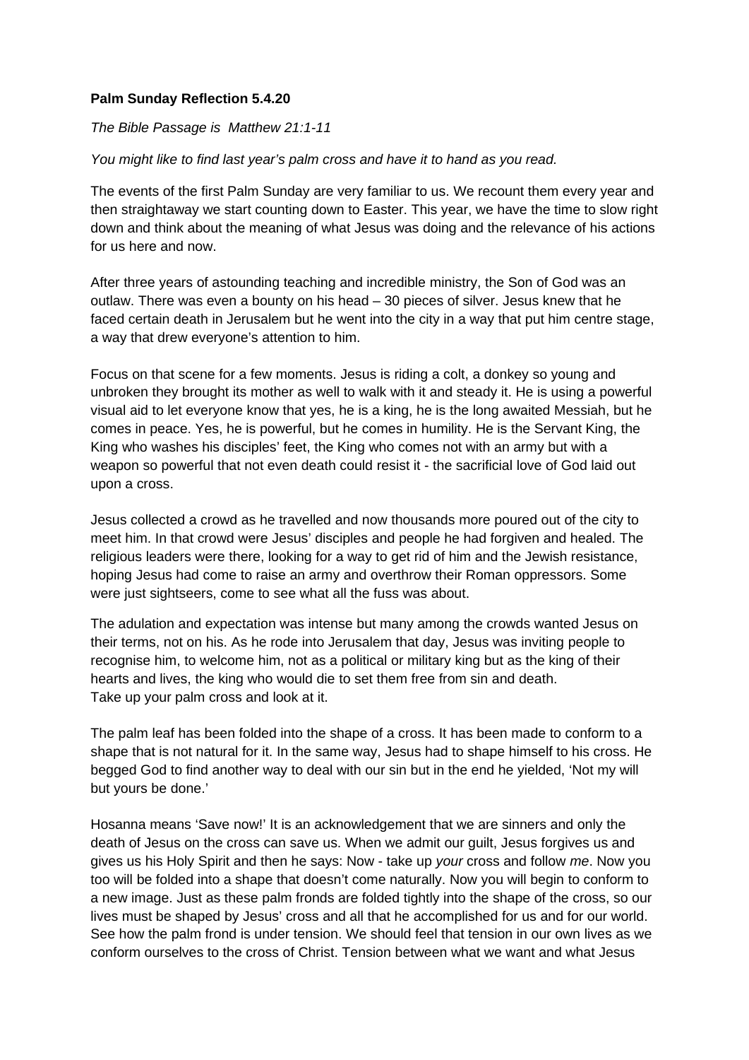**Palm Sunday Reflection 5.4.20**

*The Bible Passage is Matthew 21:1-11*

*You might like to find last year's palm cross and have it to hand as you read.*

The events of the first Palm Sunday are very familiar to us. We recount them every year and then straightaway we start counting down to Easter. This year, we have the time to slow right down and think about the meaning of what Jesus was doing and the relevance of his actions for us here and now.

After three years of astounding teaching and incredible ministry, the Son of God was an outlaw. There was even a bounty on his head – 30 pieces of silver. Jesus knew that he faced certain death in Jerusalem but he went into the city in a way that put him centre stage, a way that drew everyone's attention to him.

Focus on that scene for a few moments. Jesus is riding a colt, a donkey so young and unbroken they brought its mother as well to walk with it and steady it. He is using a powerful visual aid to let everyone know that yes, he is a king, he is the long awaited Messiah, but he comes in peace. Yes, he is powerful, but he comes in humility. He is the Servant King, the King who washes his disciples' feet, the King who comes not with an army but with a weapon so powerful that not even death could resist it - the sacrificial love of God laid out upon a cross.

Jesus collected a crowd as he travelled and now thousands more poured out of the city to meet him. In that crowd were Jesus' disciples and people he had forgiven and healed. The religious leaders were there, looking for a way to get rid of him and the Jewish resistance, hoping Jesus had come to raise an army and overthrow their Roman oppressors. Some were just sightseers, come to see what all the fuss was about.

The adulation and expectation was intense but many among the crowds wanted Jesus on their terms, not on his. As he rode into Jerusalem that day, Jesus was inviting people to recognise him, to welcome him, not as a political or military king but as the king of their hearts and lives, the king who would die to set them free from sin and death.
Take up your palm cross and look at it.

The palm leaf has been folded into the shape of a cross. It has been made to conform to a shape that is not natural for it. In the same way, Jesus had to shape himself to his cross. He begged God to find another way to deal with our sin but in the end he yielded, 'Not my will but yours be done.'

Hosanna means 'Save now!' It is an acknowledgement that we are sinners and only the death of Jesus on the cross can save us. When we admit our guilt, Jesus forgives us and gives us his Holy Spirit and then he says: Now - take up *your* cross and follow *me*. Now you too will be folded into a shape that doesn't come naturally. Now you will begin to conform to a new image. Just as these palm fronds are folded tightly into the shape of the cross, so our lives must be shaped by Jesus' cross and all that he accomplished for us and for our world. See how the palm frond is under tension. We should feel that tension in our own lives as we conform ourselves to the cross of Christ. Tension between what we want and what Jesus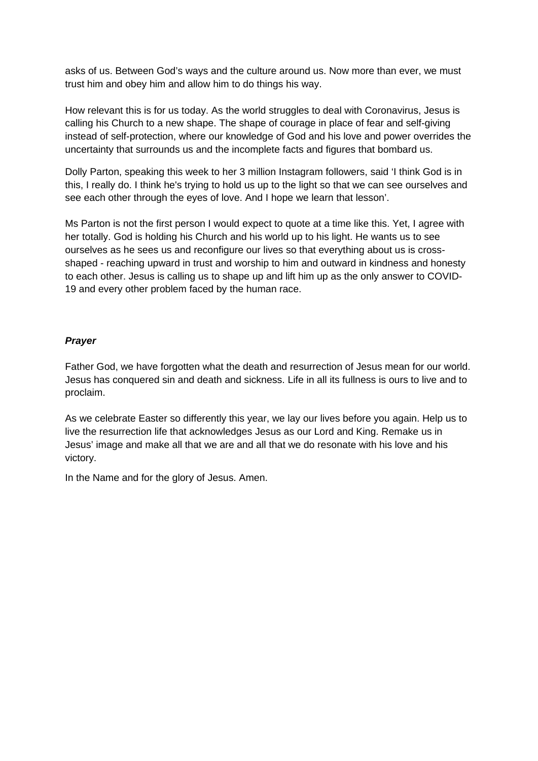asks of us. Between God's ways and the culture around us. Now more than ever, we must trust him and obey him and allow him to do things his way.

How relevant this is for us today. As the world struggles to deal with Coronavirus, Jesus is calling his Church to a new shape. The shape of courage in place of fear and self-giving instead of self-protection, where our knowledge of God and his love and power overrides the uncertainty that surrounds us and the incomplete facts and figures that bombard us.

Dolly Parton, speaking this week to her 3 million Instagram followers, said 'I think God is in this, I really do. I think he's trying to hold us up to the light so that we can see ourselves and see each other through the eyes of love. And I hope we learn that lesson'.

Ms Parton is not the first person I would expect to quote at a time like this. Yet, I agree with her totally. God is holding his Church and his world up to his light. He wants us to see ourselves as he sees us and reconfigure our lives so that everything about us is cross-shaped - reaching upward in trust and worship to him and outward in kindness and honesty to each other. Jesus is calling us to shape up and lift him up as the only answer to COVID-19 and every other problem faced by the human race.

***Prayer***

Father God, we have forgotten what the death and resurrection of Jesus mean for our world. Jesus has conquered sin and death and sickness. Life in all its fullness is ours to live and to proclaim.

As we celebrate Easter so differently this year, we lay our lives before you again. Help us to live the resurrection life that acknowledges Jesus as our Lord and King. Remake us in Jesus' image and make all that we are and all that we do resonate with his love and his victory.

In the Name and for the glory of Jesus. Amen.